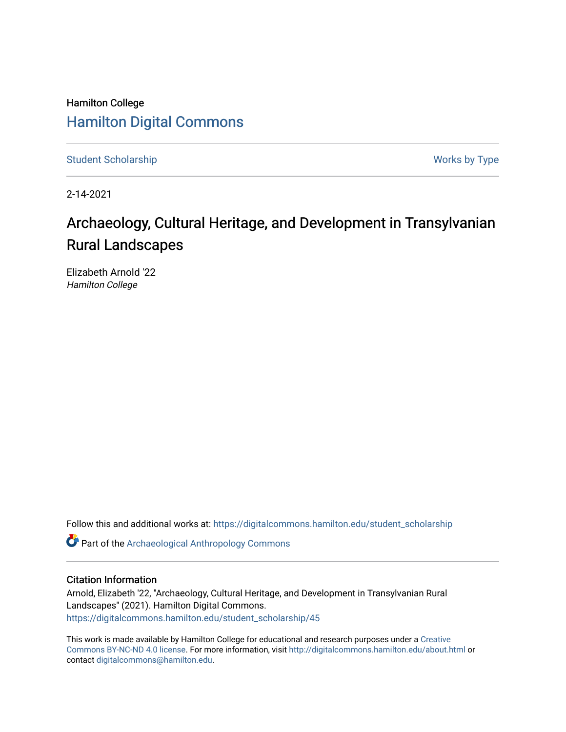Hamilton College

# Hamilton Digital Commons

Student Scholarship | Works by Type

2-14-2021

## Archaeology, Cultural Heritage, and Development in Transylvanian Rural Landscapes

Elizabeth Arnold '22
*Hamilton College*

Follow this and additional works at: https://digitalcommons.hamilton.edu/student_scholarship

Part of the Archaeological Anthropology Commons

### Citation Information

Arnold, Elizabeth '22, "Archaeology, Cultural Heritage, and Development in Transylvanian Rural Landscapes" (2021). Hamilton Digital Commons.
https://digitalcommons.hamilton.edu/student_scholarship/45

This work is made available by Hamilton College for educational and research purposes under a Creative Commons BY-NC-ND 4.0 license. For more information, visit http://digitalcommons.hamilton.edu/about.html or contact digitalcommons@hamilton.edu.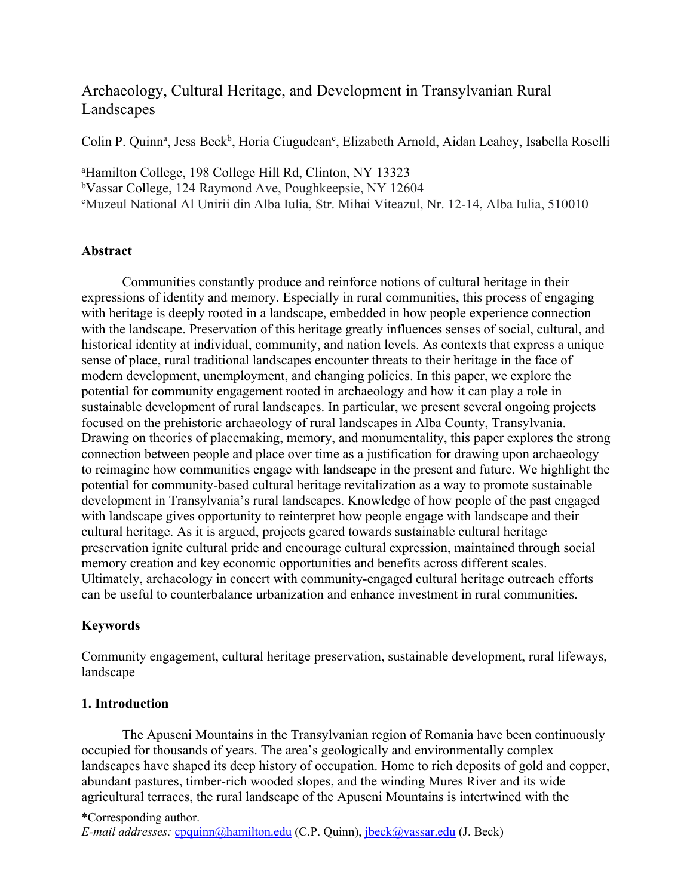# Archaeology, Cultural Heritage, and Development in Transylvanian Rural Landscapes

Colin P. Quinn[a], Jess Beck[b], Horia Ciugudean[c], Elizabeth Arnold, Aidan Leahey, Isabella Roselli

[a]Hamilton College, 198 College Hill Rd, Clinton, NY 13323
[b]Vassar College, 124 Raymond Ave, Poughkeepsie, NY 12604
[c]Muzeul National Al Unirii din Alba Iulia, Str. Mihai Viteazul, Nr. 12-14, Alba Iulia, 510010

### Abstract

Communities constantly produce and reinforce notions of cultural heritage in their expressions of identity and memory. Especially in rural communities, this process of engaging with heritage is deeply rooted in a landscape, embedded in how people experience connection with the landscape. Preservation of this heritage greatly influences senses of social, cultural, and historical identity at individual, community, and nation levels. As contexts that express a unique sense of place, rural traditional landscapes encounter threats to their heritage in the face of modern development, unemployment, and changing policies. In this paper, we explore the potential for community engagement rooted in archaeology and how it can play a role in sustainable development of rural landscapes. In particular, we present several ongoing projects focused on the prehistoric archaeology of rural landscapes in Alba County, Transylvania. Drawing on theories of placemaking, memory, and monumentality, this paper explores the strong connection between people and place over time as a justification for drawing upon archaeology to reimagine how communities engage with landscape in the present and future. We highlight the potential for community-based cultural heritage revitalization as a way to promote sustainable development in Transylvania's rural landscapes. Knowledge of how people of the past engaged with landscape gives opportunity to reinterpret how people engage with landscape and their cultural heritage. As it is argued, projects geared towards sustainable cultural heritage preservation ignite cultural pride and encourage cultural expression, maintained through social memory creation and key economic opportunities and benefits across different scales. Ultimately, archaeology in concert with community-engaged cultural heritage outreach efforts can be useful to counterbalance urbanization and enhance investment in rural communities.

### Keywords

Community engagement, cultural heritage preservation, sustainable development, rural lifeways, landscape

### 1. Introduction

The Apuseni Mountains in the Transylvanian region of Romania have been continuously occupied for thousands of years. The area's geologically and environmentally complex landscapes have shaped its deep history of occupation. Home to rich deposits of gold and copper, abundant pastures, timber-rich wooded slopes, and the winding Mures River and its wide agricultural terraces, the rural landscape of the Apuseni Mountains is intertwined with the

*Corresponding author.
*E-mail addresses:* cpquinn@hamilton.edu (C.P. Quinn), jbeck@vassar.edu (J. Beck)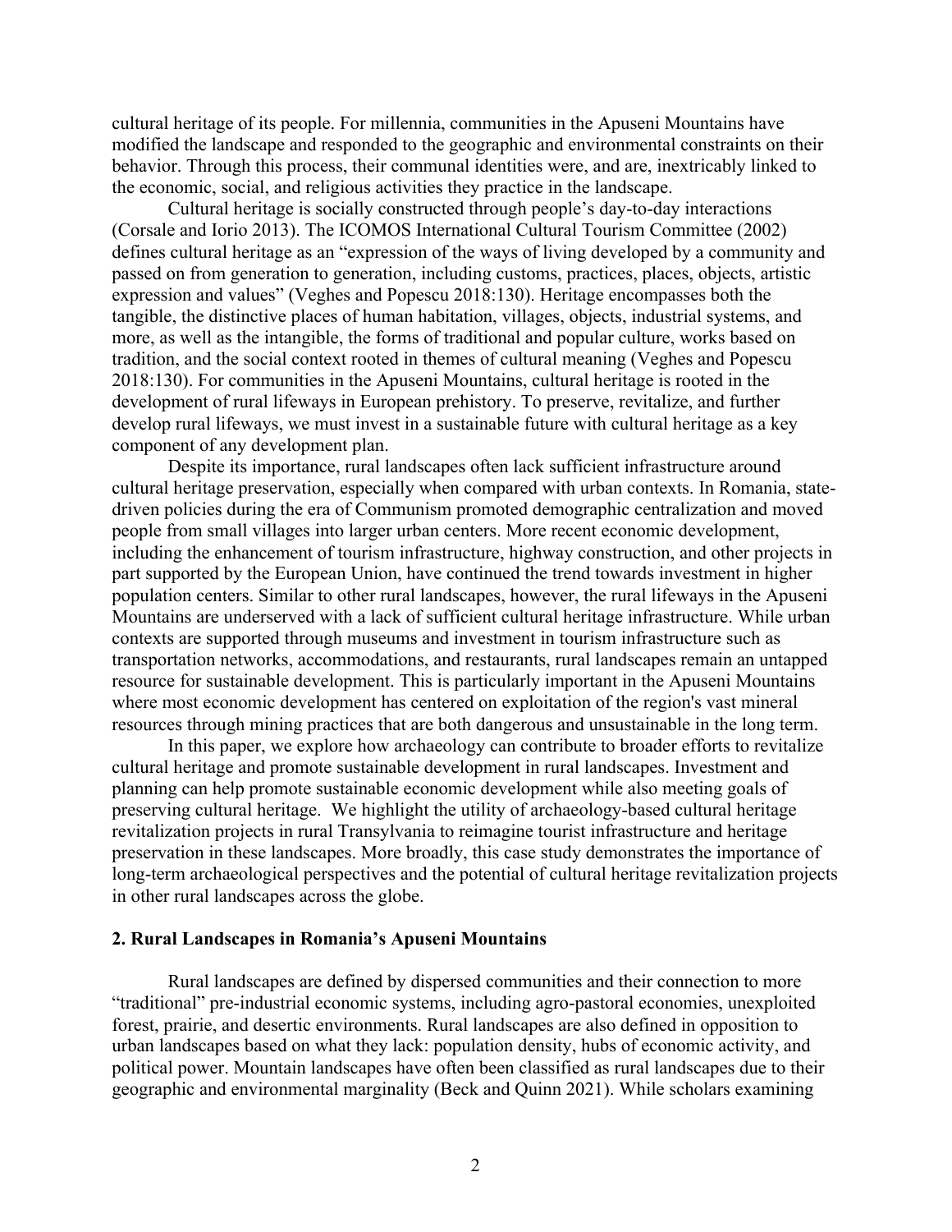cultural heritage of its people. For millennia, communities in the Apuseni Mountains have modified the landscape and responded to the geographic and environmental constraints on their behavior. Through this process, their communal identities were, and are, inextricably linked to the economic, social, and religious activities they practice in the landscape.

Cultural heritage is socially constructed through people's day-to-day interactions (Corsale and Iorio 2013). The ICOMOS International Cultural Tourism Committee (2002) defines cultural heritage as an "expression of the ways of living developed by a community and passed on from generation to generation, including customs, practices, places, objects, artistic expression and values" (Veghes and Popescu 2018:130). Heritage encompasses both the tangible, the distinctive places of human habitation, villages, objects, industrial systems, and more, as well as the intangible, the forms of traditional and popular culture, works based on tradition, and the social context rooted in themes of cultural meaning (Veghes and Popescu 2018:130). For communities in the Apuseni Mountains, cultural heritage is rooted in the development of rural lifeways in European prehistory. To preserve, revitalize, and further develop rural lifeways, we must invest in a sustainable future with cultural heritage as a key component of any development plan.

Despite its importance, rural landscapes often lack sufficient infrastructure around cultural heritage preservation, especially when compared with urban contexts. In Romania, state-driven policies during the era of Communism promoted demographic centralization and moved people from small villages into larger urban centers. More recent economic development, including the enhancement of tourism infrastructure, highway construction, and other projects in part supported by the European Union, have continued the trend towards investment in higher population centers. Similar to other rural landscapes, however, the rural lifeways in the Apuseni Mountains are underserved with a lack of sufficient cultural heritage infrastructure. While urban contexts are supported through museums and investment in tourism infrastructure such as transportation networks, accommodations, and restaurants, rural landscapes remain an untapped resource for sustainable development. This is particularly important in the Apuseni Mountains where most economic development has centered on exploitation of the region's vast mineral resources through mining practices that are both dangerous and unsustainable in the long term.

In this paper, we explore how archaeology can contribute to broader efforts to revitalize cultural heritage and promote sustainable development in rural landscapes. Investment and planning can help promote sustainable economic development while also meeting goals of preserving cultural heritage. We highlight the utility of archaeology-based cultural heritage revitalization projects in rural Transylvania to reimagine tourist infrastructure and heritage preservation in these landscapes. More broadly, this case study demonstrates the importance of long-term archaeological perspectives and the potential of cultural heritage revitalization projects in other rural landscapes across the globe.

## 2. Rural Landscapes in Romania's Apuseni Mountains

Rural landscapes are defined by dispersed communities and their connection to more "traditional" pre-industrial economic systems, including agro-pastoral economies, unexploited forest, prairie, and desertic environments. Rural landscapes are also defined in opposition to urban landscapes based on what they lack: population density, hubs of economic activity, and political power. Mountain landscapes have often been classified as rural landscapes due to their geographic and environmental marginality (Beck and Quinn 2021). While scholars examining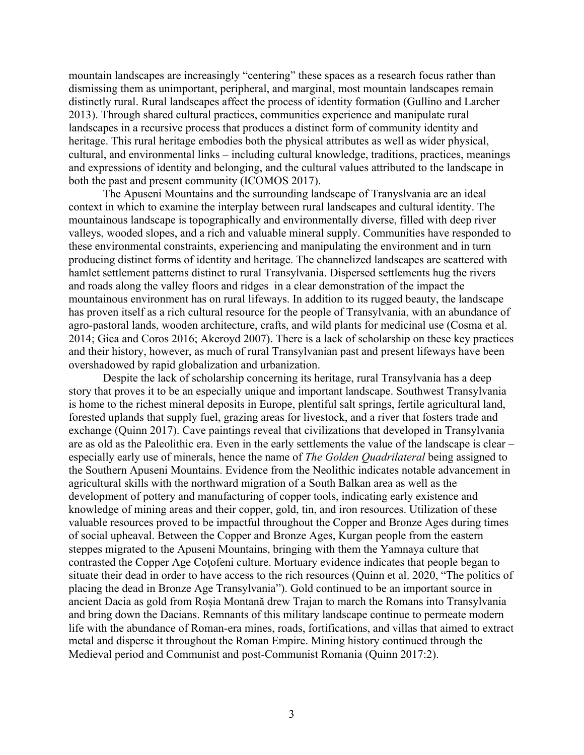mountain landscapes are increasingly "centering" these spaces as a research focus rather than dismissing them as unimportant, peripheral, and marginal, most mountain landscapes remain distinctly rural. Rural landscapes affect the process of identity formation (Gullino and Larcher 2013). Through shared cultural practices, communities experience and manipulate rural landscapes in a recursive process that produces a distinct form of community identity and heritage. This rural heritage embodies both the physical attributes as well as wider physical, cultural, and environmental links – including cultural knowledge, traditions, practices, meanings and expressions of identity and belonging, and the cultural values attributed to the landscape in both the past and present community (ICOMOS 2017).

The Apuseni Mountains and the surrounding landscape of Tranyslvania are an ideal context in which to examine the interplay between rural landscapes and cultural identity. The mountainous landscape is topographically and environmentally diverse, filled with deep river valleys, wooded slopes, and a rich and valuable mineral supply. Communities have responded to these environmental constraints, experiencing and manipulating the environment and in turn producing distinct forms of identity and heritage. The channelized landscapes are scattered with hamlet settlement patterns distinct to rural Transylvania. Dispersed settlements hug the rivers and roads along the valley floors and ridges in a clear demonstration of the impact the mountainous environment has on rural lifeways. In addition to its rugged beauty, the landscape has proven itself as a rich cultural resource for the people of Transylvania, with an abundance of agro-pastoral lands, wooden architecture, crafts, and wild plants for medicinal use (Cosma et al. 2014; Gica and Coros 2016; Akeroyd 2007). There is a lack of scholarship on these key practices and their history, however, as much of rural Transylvanian past and present lifeways have been overshadowed by rapid globalization and urbanization.

Despite the lack of scholarship concerning its heritage, rural Transylvania has a deep story that proves it to be an especially unique and important landscape. Southwest Transylvania is home to the richest mineral deposits in Europe, plentiful salt springs, fertile agricultural land, forested uplands that supply fuel, grazing areas for livestock, and a river that fosters trade and exchange (Quinn 2017). Cave paintings reveal that civilizations that developed in Transylvania are as old as the Paleolithic era. Even in the early settlements the value of the landscape is clear – especially early use of minerals, hence the name of *The Golden Quadrilateral* being assigned to the Southern Apuseni Mountains. Evidence from the Neolithic indicates notable advancement in agricultural skills with the northward migration of a South Balkan area as well as the development of pottery and manufacturing of copper tools, indicating early existence and knowledge of mining areas and their copper, gold, tin, and iron resources. Utilization of these valuable resources proved to be impactful throughout the Copper and Bronze Ages during times of social upheaval. Between the Copper and Bronze Ages, Kurgan people from the eastern steppes migrated to the Apuseni Mountains, bringing with them the Yamnaya culture that contrasted the Copper Age Coţofeni culture. Mortuary evidence indicates that people began to situate their dead in order to have access to the rich resources (Quinn et al. 2020, "The politics of placing the dead in Bronze Age Transylvania"). Gold continued to be an important source in ancient Dacia as gold from Roșia Montană drew Trajan to march the Romans into Transylvania and bring down the Dacians. Remnants of this military landscape continue to permeate modern life with the abundance of Roman-era mines, roads, fortifications, and villas that aimed to extract metal and disperse it throughout the Roman Empire. Mining history continued through the Medieval period and Communist and post-Communist Romania (Quinn 2017:2).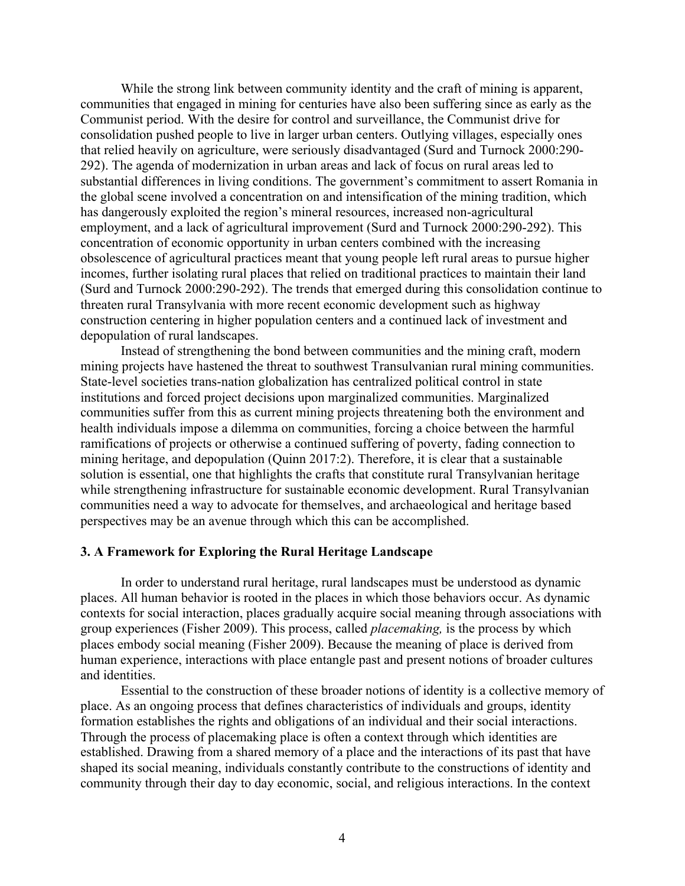While the strong link between community identity and the craft of mining is apparent, communities that engaged in mining for centuries have also been suffering since as early as the Communist period. With the desire for control and surveillance, the Communist drive for consolidation pushed people to live in larger urban centers. Outlying villages, especially ones that relied heavily on agriculture, were seriously disadvantaged (Surd and Turnock 2000:290-292). The agenda of modernization in urban areas and lack of focus on rural areas led to substantial differences in living conditions. The government's commitment to assert Romania in the global scene involved a concentration on and intensification of the mining tradition, which has dangerously exploited the region's mineral resources, increased non-agricultural employment, and a lack of agricultural improvement (Surd and Turnock 2000:290-292). This concentration of economic opportunity in urban centers combined with the increasing obsolescence of agricultural practices meant that young people left rural areas to pursue higher incomes, further isolating rural places that relied on traditional practices to maintain their land (Surd and Turnock 2000:290-292). The trends that emerged during this consolidation continue to threaten rural Transylvania with more recent economic development such as highway construction centering in higher population centers and a continued lack of investment and depopulation of rural landscapes.

Instead of strengthening the bond between communities and the mining craft, modern mining projects have hastened the threat to southwest Transulvanian rural mining communities. State-level societies trans-nation globalization has centralized political control in state institutions and forced project decisions upon marginalized communities. Marginalized communities suffer from this as current mining projects threatening both the environment and health individuals impose a dilemma on communities, forcing a choice between the harmful ramifications of projects or otherwise a continued suffering of poverty, fading connection to mining heritage, and depopulation (Quinn 2017:2). Therefore, it is clear that a sustainable solution is essential, one that highlights the crafts that constitute rural Transylvanian heritage while strengthening infrastructure for sustainable economic development. Rural Transylvanian communities need a way to advocate for themselves, and archaeological and heritage based perspectives may be an avenue through which this can be accomplished.

## 3. A Framework for Exploring the Rural Heritage Landscape

In order to understand rural heritage, rural landscapes must be understood as dynamic places. All human behavior is rooted in the places in which those behaviors occur. As dynamic contexts for social interaction, places gradually acquire social meaning through associations with group experiences (Fisher 2009). This process, called *placemaking,* is the process by which places embody social meaning (Fisher 2009). Because the meaning of place is derived from human experience, interactions with place entangle past and present notions of broader cultures and identities.

Essential to the construction of these broader notions of identity is a collective memory of place. As an ongoing process that defines characteristics of individuals and groups, identity formation establishes the rights and obligations of an individual and their social interactions. Through the process of placemaking place is often a context through which identities are established. Drawing from a shared memory of a place and the interactions of its past that have shaped its social meaning, individuals constantly contribute to the constructions of identity and community through their day to day economic, social, and religious interactions. In the context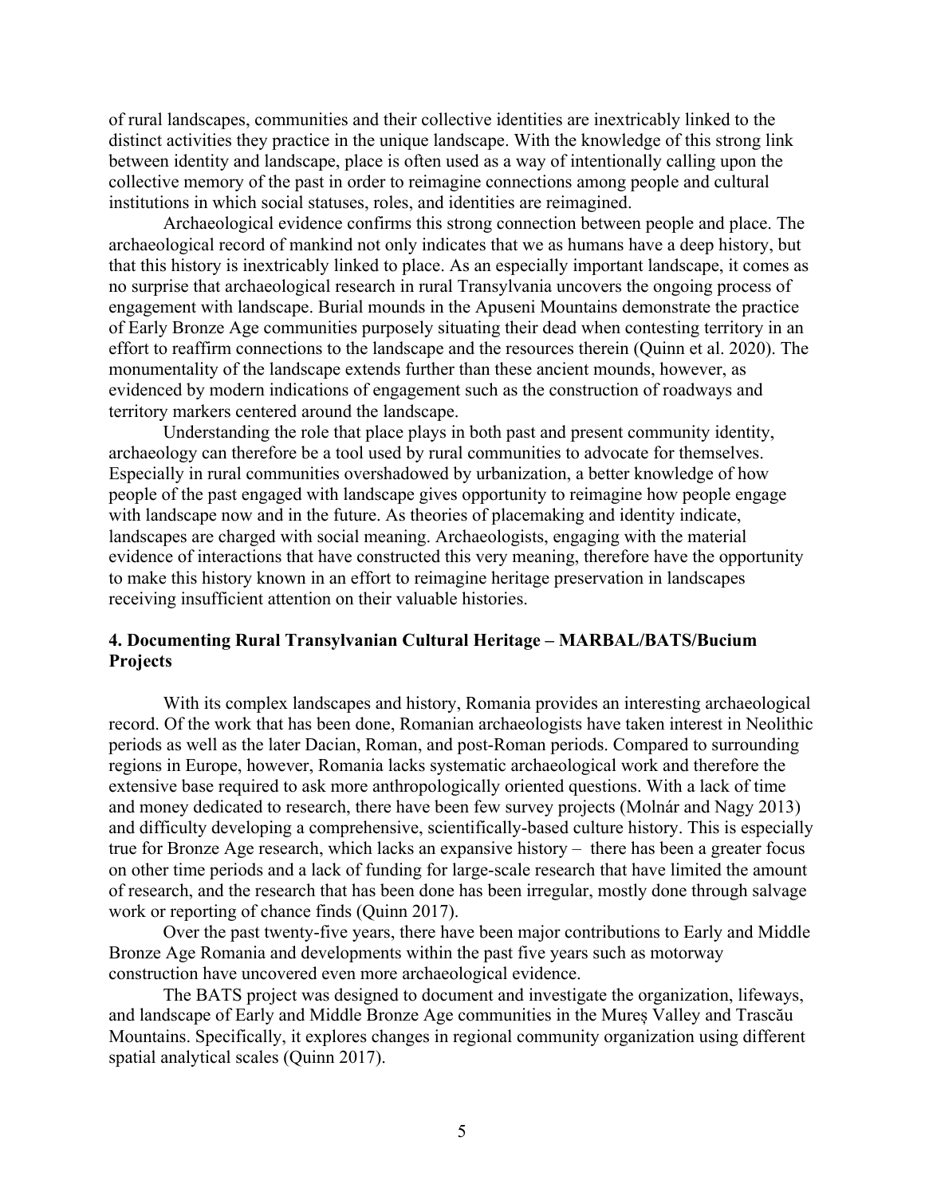of rural landscapes, communities and their collective identities are inextricably linked to the distinct activities they practice in the unique landscape. With the knowledge of this strong link between identity and landscape, place is often used as a way of intentionally calling upon the collective memory of the past in order to reimagine connections among people and cultural institutions in which social statuses, roles, and identities are reimagined.

Archaeological evidence confirms this strong connection between people and place. The archaeological record of mankind not only indicates that we as humans have a deep history, but that this history is inextricably linked to place. As an especially important landscape, it comes as no surprise that archaeological research in rural Transylvania uncovers the ongoing process of engagement with landscape. Burial mounds in the Apuseni Mountains demonstrate the practice of Early Bronze Age communities purposely situating their dead when contesting territory in an effort to reaffirm connections to the landscape and the resources therein (Quinn et al. 2020). The monumentality of the landscape extends further than these ancient mounds, however, as evidenced by modern indications of engagement such as the construction of roadways and territory markers centered around the landscape.

Understanding the role that place plays in both past and present community identity, archaeology can therefore be a tool used by rural communities to advocate for themselves. Especially in rural communities overshadowed by urbanization, a better knowledge of how people of the past engaged with landscape gives opportunity to reimagine how people engage with landscape now and in the future. As theories of placemaking and identity indicate, landscapes are charged with social meaning. Archaeologists, engaging with the material evidence of interactions that have constructed this very meaning, therefore have the opportunity to make this history known in an effort to reimagine heritage preservation in landscapes receiving insufficient attention on their valuable histories.

## 4. Documenting Rural Transylvanian Cultural Heritage – MARBAL/BATS/Bucium Projects

With its complex landscapes and history, Romania provides an interesting archaeological record. Of the work that has been done, Romanian archaeologists have taken interest in Neolithic periods as well as the later Dacian, Roman, and post-Roman periods. Compared to surrounding regions in Europe, however, Romania lacks systematic archaeological work and therefore the extensive base required to ask more anthropologically oriented questions. With a lack of time and money dedicated to research, there have been few survey projects (Molnár and Nagy 2013) and difficulty developing a comprehensive, scientifically-based culture history. This is especially true for Bronze Age research, which lacks an expansive history – there has been a greater focus on other time periods and a lack of funding for large-scale research that have limited the amount of research, and the research that has been done has been irregular, mostly done through salvage work or reporting of chance finds (Quinn 2017).

Over the past twenty-five years, there have been major contributions to Early and Middle Bronze Age Romania and developments within the past five years such as motorway construction have uncovered even more archaeological evidence.

The BATS project was designed to document and investigate the organization, lifeways, and landscape of Early and Middle Bronze Age communities in the Mureș Valley and Trascău Mountains. Specifically, it explores changes in regional community organization using different spatial analytical scales (Quinn 2017).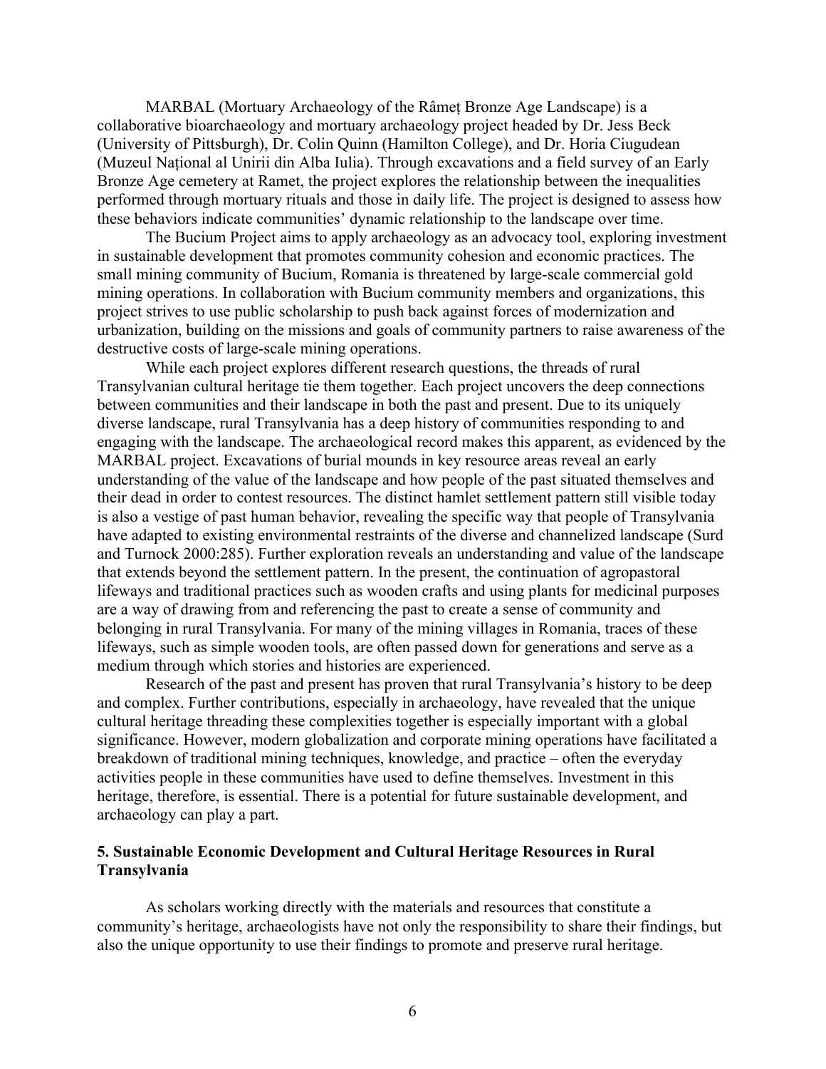MARBAL (Mortuary Archaeology of the Râmeț Bronze Age Landscape) is a collaborative bioarchaeology and mortuary archaeology project headed by Dr. Jess Beck (University of Pittsburgh), Dr. Colin Quinn (Hamilton College), and Dr. Horia Ciugudean (Muzeul Național al Unirii din Alba Iulia). Through excavations and a field survey of an Early Bronze Age cemetery at Ramet, the project explores the relationship between the inequalities performed through mortuary rituals and those in daily life. The project is designed to assess how these behaviors indicate communities' dynamic relationship to the landscape over time.

The Bucium Project aims to apply archaeology as an advocacy tool, exploring investment in sustainable development that promotes community cohesion and economic practices. The small mining community of Bucium, Romania is threatened by large-scale commercial gold mining operations. In collaboration with Bucium community members and organizations, this project strives to use public scholarship to push back against forces of modernization and urbanization, building on the missions and goals of community partners to raise awareness of the destructive costs of large-scale mining operations.

While each project explores different research questions, the threads of rural Transylvanian cultural heritage tie them together. Each project uncovers the deep connections between communities and their landscape in both the past and present. Due to its uniquely diverse landscape, rural Transylvania has a deep history of communities responding to and engaging with the landscape. The archaeological record makes this apparent, as evidenced by the MARBAL project. Excavations of burial mounds in key resource areas reveal an early understanding of the value of the landscape and how people of the past situated themselves and their dead in order to contest resources. The distinct hamlet settlement pattern still visible today is also a vestige of past human behavior, revealing the specific way that people of Transylvania have adapted to existing environmental restraints of the diverse and channelized landscape (Surd and Turnock 2000:285). Further exploration reveals an understanding and value of the landscape that extends beyond the settlement pattern. In the present, the continuation of agropastoral lifeways and traditional practices such as wooden crafts and using plants for medicinal purposes are a way of drawing from and referencing the past to create a sense of community and belonging in rural Transylvania. For many of the mining villages in Romania, traces of these lifeways, such as simple wooden tools, are often passed down for generations and serve as a medium through which stories and histories are experienced.

Research of the past and present has proven that rural Transylvania's history to be deep and complex. Further contributions, especially in archaeology, have revealed that the unique cultural heritage threading these complexities together is especially important with a global significance. However, modern globalization and corporate mining operations have facilitated a breakdown of traditional mining techniques, knowledge, and practice – often the everyday activities people in these communities have used to define themselves. Investment in this heritage, therefore, is essential. There is a potential for future sustainable development, and archaeology can play a part.

## 5. Sustainable Economic Development and Cultural Heritage Resources in Rural Transylvania

As scholars working directly with the materials and resources that constitute a community's heritage, archaeologists have not only the responsibility to share their findings, but also the unique opportunity to use their findings to promote and preserve rural heritage.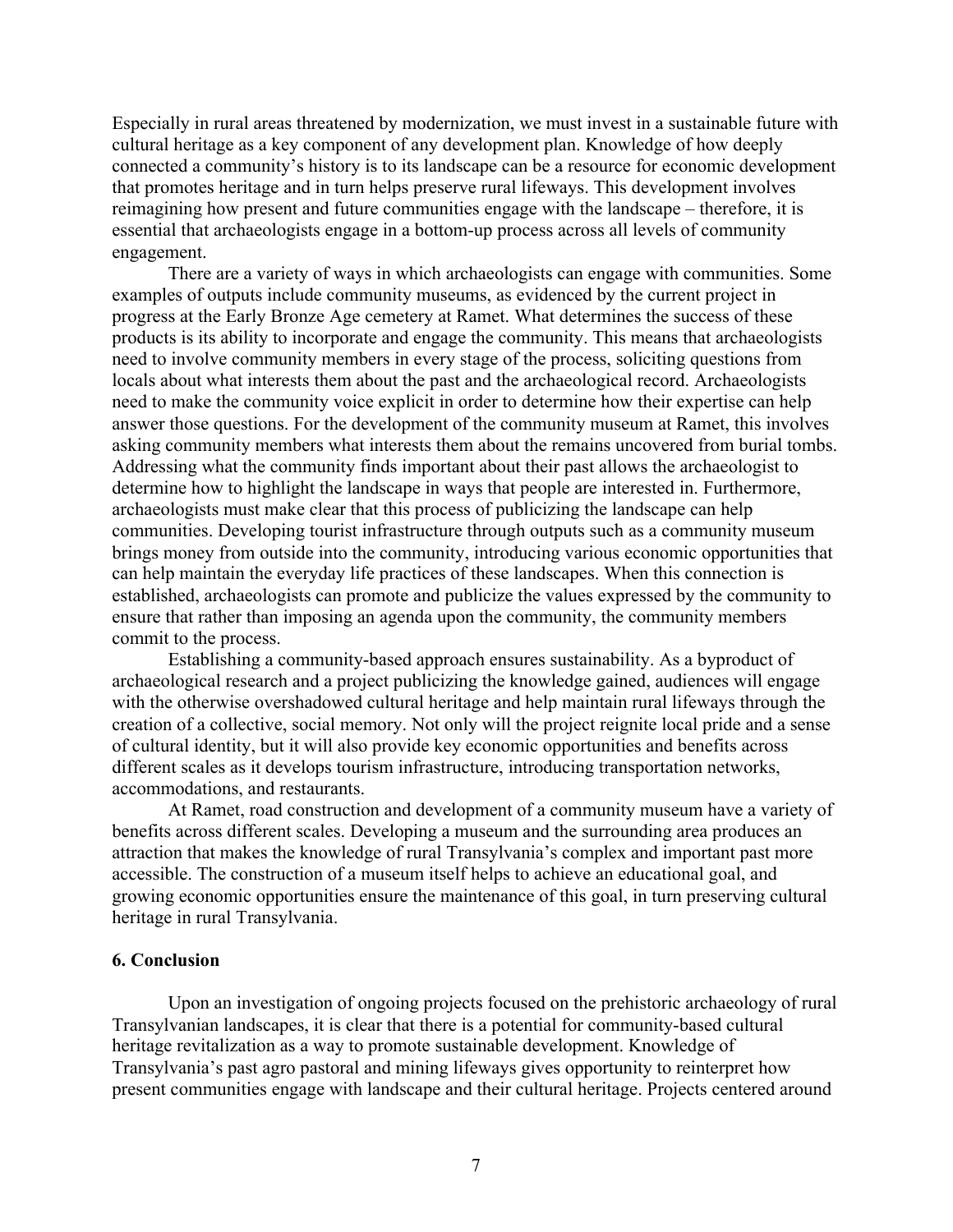Especially in rural areas threatened by modernization, we must invest in a sustainable future with cultural heritage as a key component of any development plan. Knowledge of how deeply connected a community's history is to its landscape can be a resource for economic development that promotes heritage and in turn helps preserve rural lifeways. This development involves reimagining how present and future communities engage with the landscape – therefore, it is essential that archaeologists engage in a bottom-up process across all levels of community engagement.

There are a variety of ways in which archaeologists can engage with communities. Some examples of outputs include community museums, as evidenced by the current project in progress at the Early Bronze Age cemetery at Ramet. What determines the success of these products is its ability to incorporate and engage the community. This means that archaeologists need to involve community members in every stage of the process, soliciting questions from locals about what interests them about the past and the archaeological record. Archaeologists need to make the community voice explicit in order to determine how their expertise can help answer those questions. For the development of the community museum at Ramet, this involves asking community members what interests them about the remains uncovered from burial tombs. Addressing what the community finds important about their past allows the archaeologist to determine how to highlight the landscape in ways that people are interested in. Furthermore, archaeologists must make clear that this process of publicizing the landscape can help communities. Developing tourist infrastructure through outputs such as a community museum brings money from outside into the community, introducing various economic opportunities that can help maintain the everyday life practices of these landscapes. When this connection is established, archaeologists can promote and publicize the values expressed by the community to ensure that rather than imposing an agenda upon the community, the community members commit to the process.

Establishing a community-based approach ensures sustainability. As a byproduct of archaeological research and a project publicizing the knowledge gained, audiences will engage with the otherwise overshadowed cultural heritage and help maintain rural lifeways through the creation of a collective, social memory. Not only will the project reignite local pride and a sense of cultural identity, but it will also provide key economic opportunities and benefits across different scales as it develops tourism infrastructure, introducing transportation networks, accommodations, and restaurants.

At Ramet, road construction and development of a community museum have a variety of benefits across different scales. Developing a museum and the surrounding area produces an attraction that makes the knowledge of rural Transylvania's complex and important past more accessible. The construction of a museum itself helps to achieve an educational goal, and growing economic opportunities ensure the maintenance of this goal, in turn preserving cultural heritage in rural Transylvania.

## 6. Conclusion

Upon an investigation of ongoing projects focused on the prehistoric archaeology of rural Transylvanian landscapes, it is clear that there is a potential for community-based cultural heritage revitalization as a way to promote sustainable development. Knowledge of Transylvania's past agro pastoral and mining lifeways gives opportunity to reinterpret how present communities engage with landscape and their cultural heritage. Projects centered around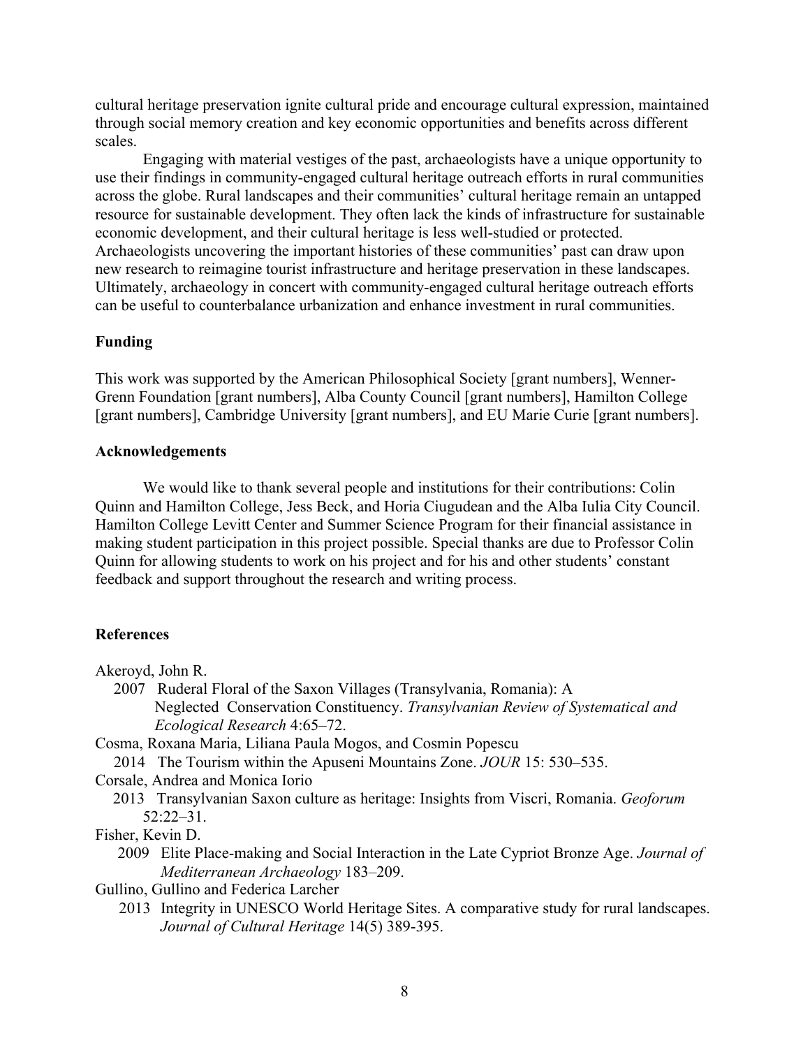cultural heritage preservation ignite cultural pride and encourage cultural expression, maintained through social memory creation and key economic opportunities and benefits across different scales.

Engaging with material vestiges of the past, archaeologists have a unique opportunity to use their findings in community-engaged cultural heritage outreach efforts in rural communities across the globe. Rural landscapes and their communities' cultural heritage remain an untapped resource for sustainable development. They often lack the kinds of infrastructure for sustainable economic development, and their cultural heritage is less well-studied or protected. Archaeologists uncovering the important histories of these communities' past can draw upon new research to reimagine tourist infrastructure and heritage preservation in these landscapes. Ultimately, archaeology in concert with community-engaged cultural heritage outreach efforts can be useful to counterbalance urbanization and enhance investment in rural communities.

## Funding

This work was supported by the American Philosophical Society [grant numbers], Wenner-Grenn Foundation [grant numbers], Alba County Council [grant numbers], Hamilton College [grant numbers], Cambridge University [grant numbers], and EU Marie Curie [grant numbers].

## Acknowledgements

We would like to thank several people and institutions for their contributions: Colin Quinn and Hamilton College, Jess Beck, and Horia Ciugudean and the Alba Iulia City Council. Hamilton College Levitt Center and Summer Science Program for their financial assistance in making student participation in this project possible. Special thanks are due to Professor Colin Quinn for allowing students to work on his project and for his and other students' constant feedback and support throughout the research and writing process.

## References

Akeroyd, John R.
2007 Ruderal Floral of the Saxon Villages (Transylvania, Romania): A Neglected Conservation Constituency. *Transylvanian Review of Systematical and Ecological Research* 4:65–72.

Cosma, Roxana Maria, Liliana Paula Mogos, and Cosmin Popescu
2014 The Tourism within the Apuseni Mountains Zone. *JOUR* 15: 530–535.

Corsale, Andrea and Monica Iorio
2013 Transylvanian Saxon culture as heritage: Insights from Viscri, Romania. *Geoforum* 52:22–31.

Fisher, Kevin D.
2009 Elite Place-making and Social Interaction in the Late Cypriot Bronze Age. *Journal of Mediterranean Archaeology* 183–209.

Gullino, Gullino and Federica Larcher
2013 Integrity in UNESCO World Heritage Sites. A comparative study for rural landscapes. *Journal of Cultural Heritage* 14(5) 389-395.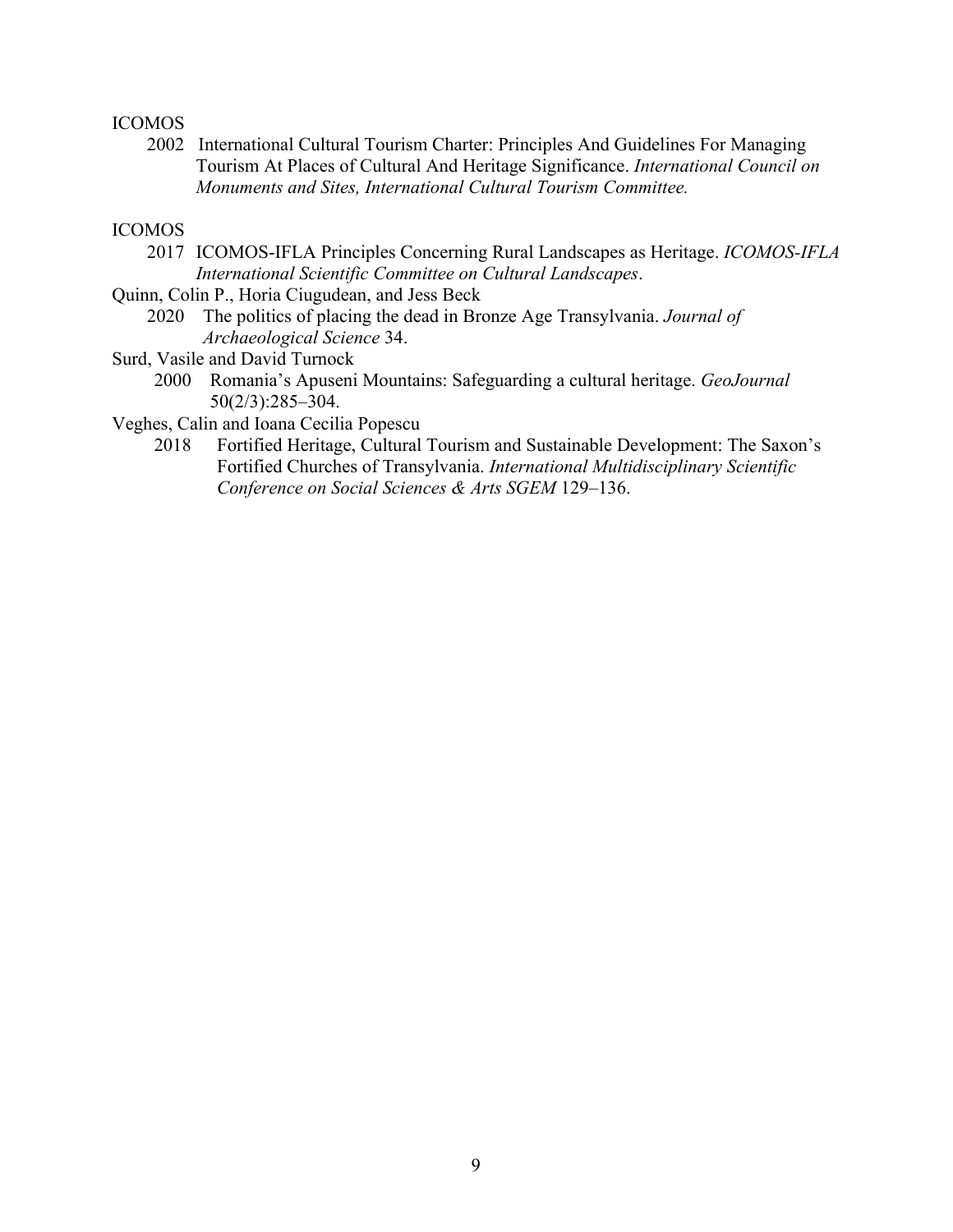ICOMOS

2002 International Cultural Tourism Charter: Principles And Guidelines For Managing Tourism At Places of Cultural And Heritage Significance. *International Council on Monuments and Sites, International Cultural Tourism Committee.*

ICOMOS

2017 ICOMOS-IFLA Principles Concerning Rural Landscapes as Heritage. *ICOMOS-IFLA International Scientific Committee on Cultural Landscapes*.

Quinn, Colin P., Horia Ciugudean, and Jess Beck

2020 The politics of placing the dead in Bronze Age Transylvania. *Journal of Archaeological Science* 34.

Surd, Vasile and David Turnock

2000 Romania's Apuseni Mountains: Safeguarding a cultural heritage. *GeoJournal* 50(2/3):285–304.

Veghes, Calin and Ioana Cecilia Popescu

2018 Fortified Heritage, Cultural Tourism and Sustainable Development: The Saxon's Fortified Churches of Transylvania. *International Multidisciplinary Scientific Conference on Social Sciences & Arts SGEM* 129–136.